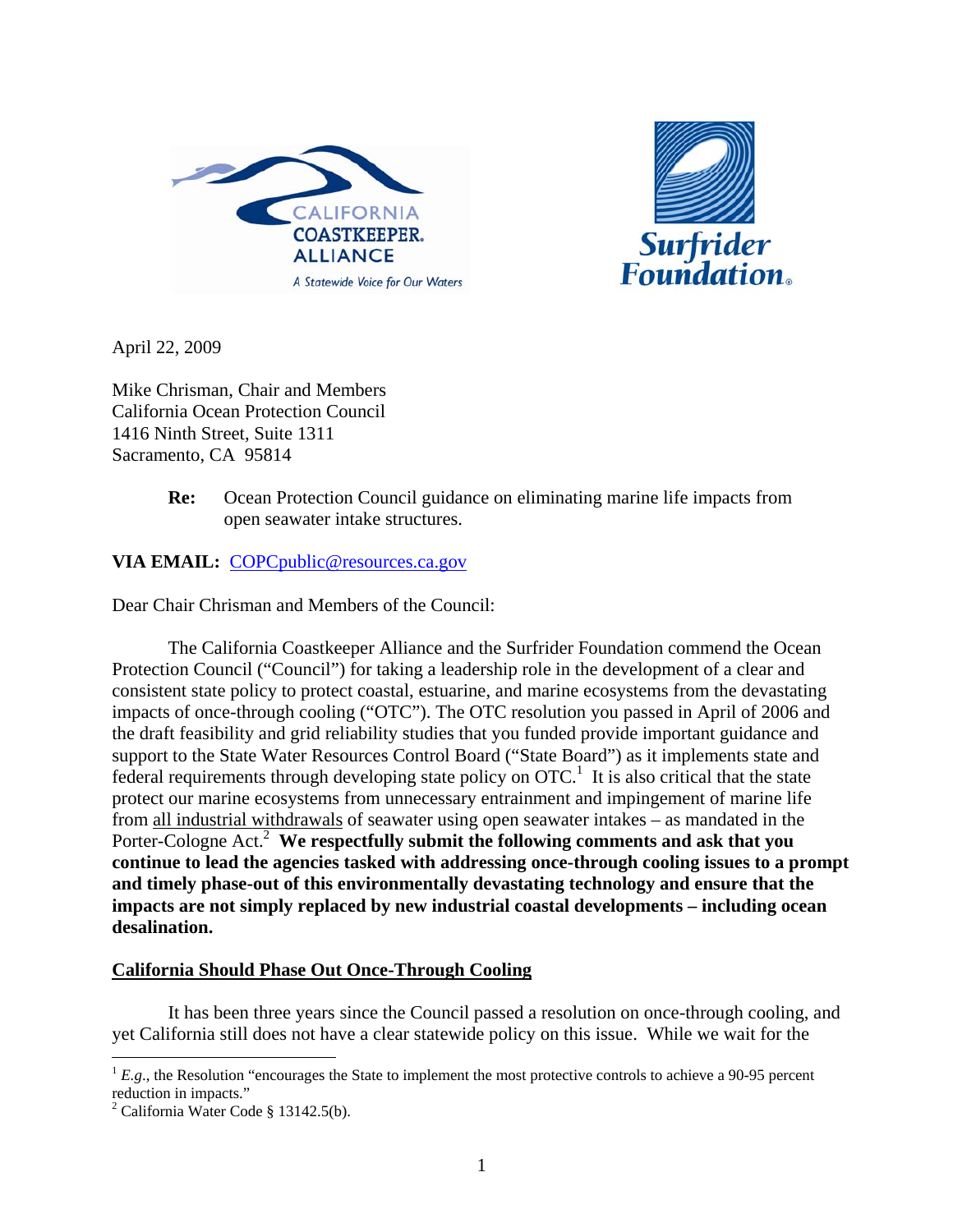CALIFORNIA COASTKEEPER. ALLIANCE
A Statewide Voice for Our Waters

Surfrider Foundation

April 22, 2009

Mike Chrisman, Chair and Members
California Ocean Protection Council
1416 Ninth Street, Suite 1311
Sacramento, CA 95814

**Re:** Ocean Protection Council guidance on eliminating marine life impacts from open seawater intake structures.

**VIA EMAIL:** COPCpublic@resources.ca.gov

Dear Chair Chrisman and Members of the Council:

The California Coastkeeper Alliance and the Surfrider Foundation commend the Ocean Protection Council ("Council") for taking a leadership role in the development of a clear and consistent state policy to protect coastal, estuarine, and marine ecosystems from the devastating impacts of once-through cooling ("OTC"). The OTC resolution you passed in April of 2006 and the draft feasibility and grid reliability studies that you funded provide important guidance and support to the State Water Resources Control Board ("State Board") as it implements state and federal requirements through developing state policy on OTC.[1] It is also critical that the state protect our marine ecosystems from unnecessary entrainment and impingement of marine life from all industrial withdrawals of seawater using open seawater intakes – as mandated in the Porter-Cologne Act.[2] **We respectfully submit the following comments and ask that you continue to lead the agencies tasked with addressing once-through cooling issues to a prompt and timely phase-out of this environmentally devastating technology and ensure that the impacts are not simply replaced by new industrial coastal developments – including ocean desalination.**

**California Should Phase Out Once-Through Cooling**

It has been three years since the Council passed a resolution on once-through cooling, and yet California still does not have a clear statewide policy on this issue. While we wait for the

[1] *E.g.*, the Resolution "encourages the State to implement the most protective controls to achieve a 90-95 percent reduction in impacts."

[2] California Water Code § 13142.5(b).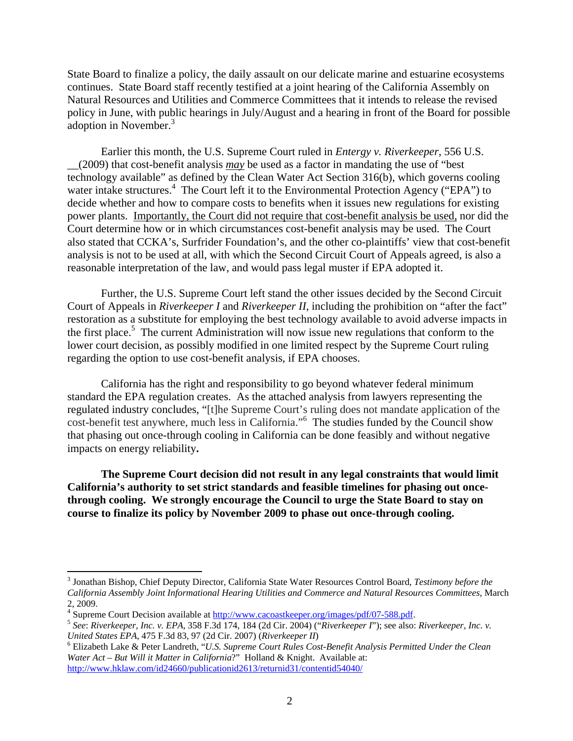State Board to finalize a policy, the daily assault on our delicate marine and estuarine ecosystems continues. State Board staff recently testified at a joint hearing of the California Assembly on Natural Resources and Utilities and Commerce Committees that it intends to release the revised policy in June, with public hearings in July/August and a hearing in front of the Board for possible adoption in November.[3]

Earlier this month, the U.S. Supreme Court ruled in *Entergy v. Riverkeeper*, 556 U.S. __(2009) that cost-benefit analysis *may* be used as a factor in mandating the use of "best technology available" as defined by the Clean Water Act Section 316(b), which governs cooling water intake structures.[4] The Court left it to the Environmental Protection Agency ("EPA") to decide whether and how to compare costs to benefits when it issues new regulations for existing power plants. Importantly, the Court did not require that cost-benefit analysis be used, nor did the Court determine how or in which circumstances cost-benefit analysis may be used. The Court also stated that CCKA's, Surfrider Foundation's, and the other co-plaintiffs' view that cost-benefit analysis is not to be used at all, with which the Second Circuit Court of Appeals agreed, is also a reasonable interpretation of the law, and would pass legal muster if EPA adopted it.

Further, the U.S. Supreme Court left stand the other issues decided by the Second Circuit Court of Appeals in *Riverkeeper I* and *Riverkeeper II*, including the prohibition on "after the fact" restoration as a substitute for employing the best technology available to avoid adverse impacts in the first place.[5] The current Administration will now issue new regulations that conform to the lower court decision, as possibly modified in one limited respect by the Supreme Court ruling regarding the option to use cost-benefit analysis, if EPA chooses.

California has the right and responsibility to go beyond whatever federal minimum standard the EPA regulation creates. As the attached analysis from lawyers representing the regulated industry concludes, "[t]he Supreme Court's ruling does not mandate application of the cost-benefit test anywhere, much less in California."[6] The studies funded by the Council show that phasing out once-through cooling in California can be done feasibly and without negative impacts on energy reliability**.**

**The Supreme Court decision did not result in any legal constraints that would limit California's authority to set strict standards and feasible timelines for phasing out once-through cooling. We strongly encourage the Council to urge the State Board to stay on course to finalize its policy by November 2009 to phase out once-through cooling.**

---

[3] Jonathan Bishop, Chief Deputy Director, California State Water Resources Control Board, *Testimony before the California Assembly Joint Informational Hearing Utilities and Commerce and Natural Resources Committees*, March 2, 2009.

[4] Supreme Court Decision available at http://www.cacoastkeeper.org/images/pdf/07-588.pdf.

[5] *See*: *Riverkeeper, Inc. v. EPA*, 358 F.3d 174, 184 (2d Cir. 2004) ("*Riverkeeper I*"); see also: *Riverkeeper, Inc. v. United States EPA*, 475 F.3d 83, 97 (2d Cir. 2007) (*Riverkeeper II*)

[6] Elizabeth Lake & Peter Landreth, "*U.S. Supreme Court Rules Cost-Benefit Analysis Permitted Under the Clean Water Act – But Will it Matter in California*?" Holland & Knight. Available at: http://www.hklaw.com/id24660/publicationid2613/returnid31/contentid54040/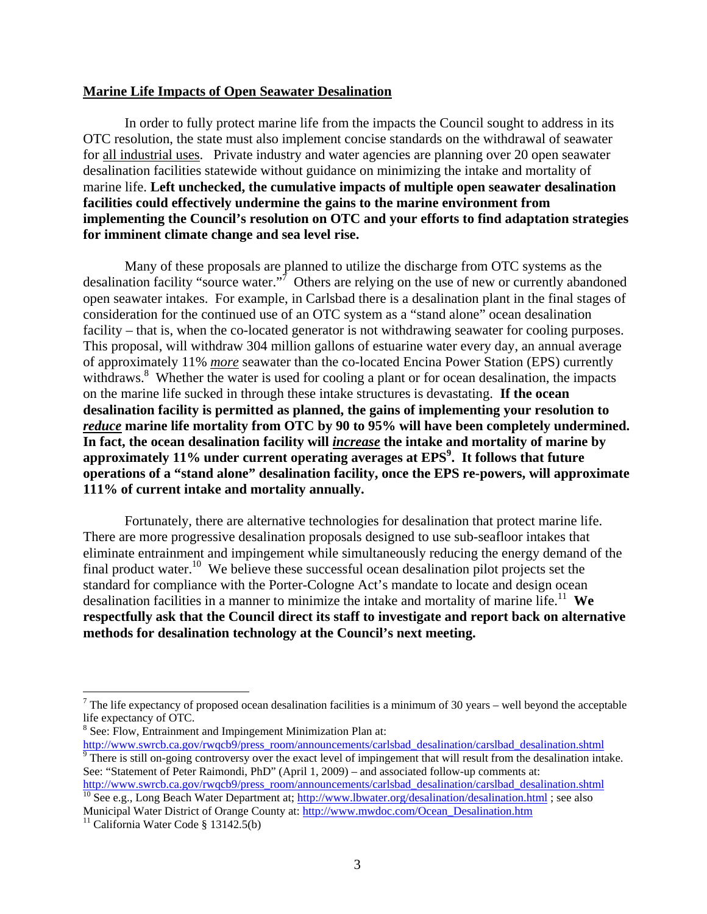**<u>Marine Life Impacts of Open Seawater Desalination</u>**

In order to fully protect marine life from the impacts the Council sought to address in its OTC resolution, the state must also implement concise standards on the withdrawal of seawater for <u>all industrial uses</u>. Private industry and water agencies are planning over 20 open seawater desalination facilities statewide without guidance on minimizing the intake and mortality of marine life. **Left unchecked, the cumulative impacts of multiple open seawater desalination facilities could effectively undermine the gains to the marine environment from implementing the Council's resolution on OTC and your efforts to find adaptation strategies for imminent climate change and sea level rise.**

Many of these proposals are planned to utilize the discharge from OTC systems as the desalination facility "source water."[7] Others are relying on the use of new or currently abandoned open seawater intakes. For example, in Carlsbad there is a desalination plant in the final stages of consideration for the continued use of an OTC system as a "stand alone" ocean desalination facility – that is, when the co-located generator is not withdrawing seawater for cooling purposes. This proposal, will withdraw 304 million gallons of estuarine water every day, an annual average of approximately 11% ***<u>more</u>*** seawater than the co-located Encina Power Station (EPS) currently withdraws.[8] Whether the water is used for cooling a plant or for ocean desalination, the impacts on the marine life sucked in through these intake structures is devastating. **If the ocean desalination facility is permitted as planned, the gains of implementing your resolution to *<u>reduce</u>* marine life mortality from OTC by 90 to 95% will have been completely undermined. In fact, the ocean desalination facility will *<u>increase</u>* the intake and mortality of marine by approximately 11% under current operating averages at EPS[9]. It follows that future operations of a "stand alone" desalination facility, once the EPS re-powers, will approximate 111% of current intake and mortality annually.**

Fortunately, there are alternative technologies for desalination that protect marine life. There are more progressive desalination proposals designed to use sub-seafloor intakes that eliminate entrainment and impingement while simultaneously reducing the energy demand of the final product water.[10] We believe these successful ocean desalination pilot projects set the standard for compliance with the Porter-Cologne Act's mandate to locate and design ocean desalination facilities in a manner to minimize the intake and mortality of marine life.[11] **We respectfully ask that the Council direct its staff to investigate and report back on alternative methods for desalination technology at the Council's next meeting.**

---

[7] The life expectancy of proposed ocean desalination facilities is a minimum of 30 years – well beyond the acceptable life expectancy of OTC.

[8] See: Flow, Entrainment and Impingement Minimization Plan at: http://www.swrcb.ca.gov/rwqcb9/press_room/announcements/carlsbad_desalination/carslbad_desalination.shtml

[9] There is still on-going controversy over the exact level of impingement that will result from the desalination intake. See: "Statement of Peter Raimondi, PhD" (April 1, 2009) – and associated follow-up comments at: http://www.swrcb.ca.gov/rwqcb9/press_room/announcements/carlsbad_desalination/carslbad_desalination.shtml

[10] See e.g., Long Beach Water Department at; http://www.lbwater.org/desalination/desalination.html ; see also Municipal Water District of Orange County at: http://www.mwdoc.com/Ocean_Desalination.htm

[11] California Water Code § 13142.5(b)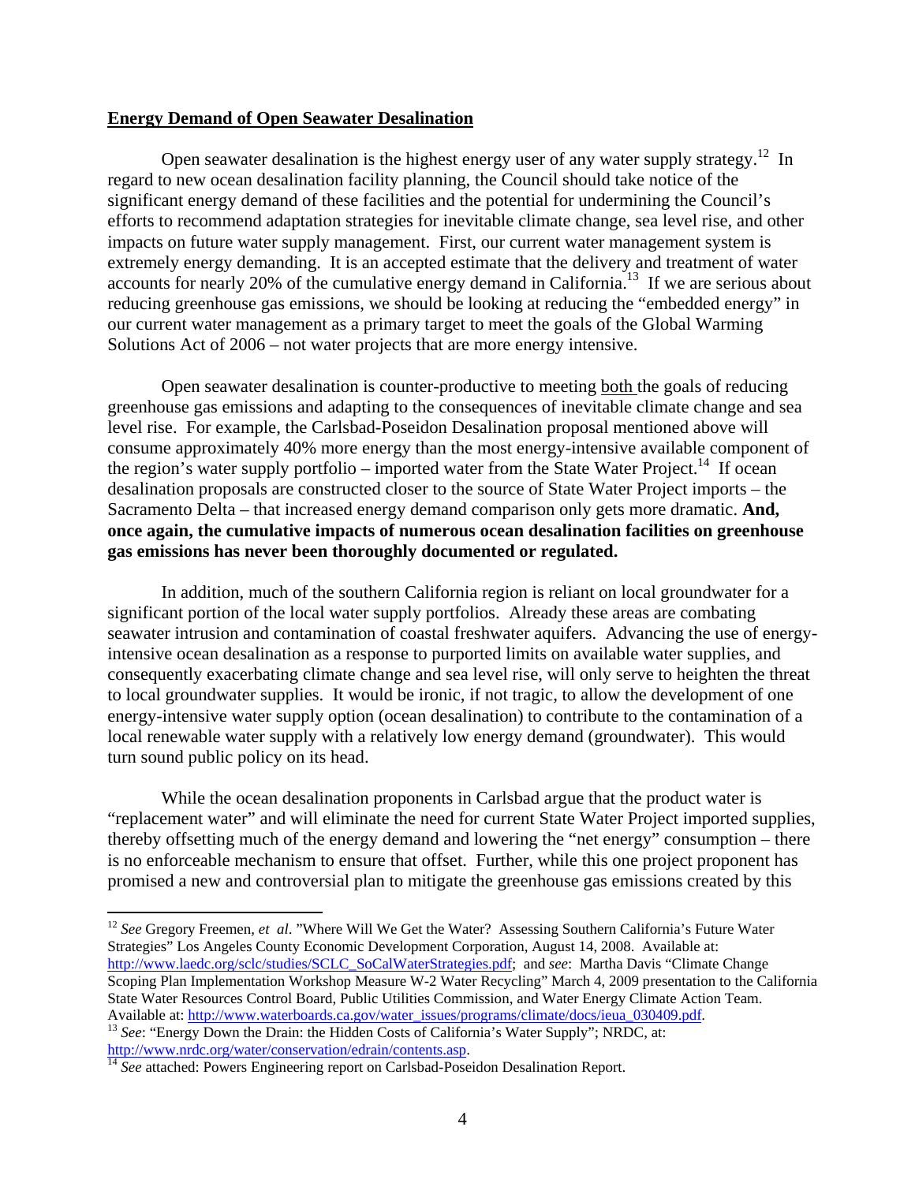**Energy Demand of Open Seawater Desalination**

Open seawater desalination is the highest energy user of any water supply strategy.[12] In regard to new ocean desalination facility planning, the Council should take notice of the significant energy demand of these facilities and the potential for undermining the Council's efforts to recommend adaptation strategies for inevitable climate change, sea level rise, and other impacts on future water supply management. First, our current water management system is extremely energy demanding. It is an accepted estimate that the delivery and treatment of water accounts for nearly 20% of the cumulative energy demand in California.[13] If we are serious about reducing greenhouse gas emissions, we should be looking at reducing the "embedded energy" in our current water management as a primary target to meet the goals of the Global Warming Solutions Act of 2006 – not water projects that are more energy intensive.

Open seawater desalination is counter-productive to meeting both the goals of reducing greenhouse gas emissions and adapting to the consequences of inevitable climate change and sea level rise. For example, the Carlsbad-Poseidon Desalination proposal mentioned above will consume approximately 40% more energy than the most energy-intensive available component of the region's water supply portfolio – imported water from the State Water Project.[14] If ocean desalination proposals are constructed closer to the source of State Water Project imports – the Sacramento Delta – that increased energy demand comparison only gets more dramatic. **And, once again, the cumulative impacts of numerous ocean desalination facilities on greenhouse gas emissions has never been thoroughly documented or regulated.**

In addition, much of the southern California region is reliant on local groundwater for a significant portion of the local water supply portfolios. Already these areas are combating seawater intrusion and contamination of coastal freshwater aquifers. Advancing the use of energy-intensive ocean desalination as a response to purported limits on available water supplies, and consequently exacerbating climate change and sea level rise, will only serve to heighten the threat to local groundwater supplies. It would be ironic, if not tragic, to allow the development of one energy-intensive water supply option (ocean desalination) to contribute to the contamination of a local renewable water supply with a relatively low energy demand (groundwater). This would turn sound public policy on its head.

While the ocean desalination proponents in Carlsbad argue that the product water is "replacement water" and will eliminate the need for current State Water Project imported supplies, thereby offsetting much of the energy demand and lowering the "net energy" consumption – there is no enforceable mechanism to ensure that offset. Further, while this one project proponent has promised a new and controversial plan to mitigate the greenhouse gas emissions created by this

---

[12] *See* Gregory Freemen, *et al*. "Where Will We Get the Water? Assessing Southern California's Future Water Strategies" Los Angeles County Economic Development Corporation, August 14, 2008. Available at: http://www.laedc.org/sclc/studies/SCLC_SoCalWaterStrategies.pdf; and *see*: Martha Davis "Climate Change Scoping Plan Implementation Workshop Measure W-2 Water Recycling" March 4, 2009 presentation to the California State Water Resources Control Board, Public Utilities Commission, and Water Energy Climate Action Team. Available at: http://www.waterboards.ca.gov/water_issues/programs/climate/docs/ieua_030409.pdf.

[13] *See*: "Energy Down the Drain: the Hidden Costs of California's Water Supply"; NRDC, at: http://www.nrdc.org/water/conservation/edrain/contents.asp.

[14] *See* attached: Powers Engineering report on Carlsbad-Poseidon Desalination Report.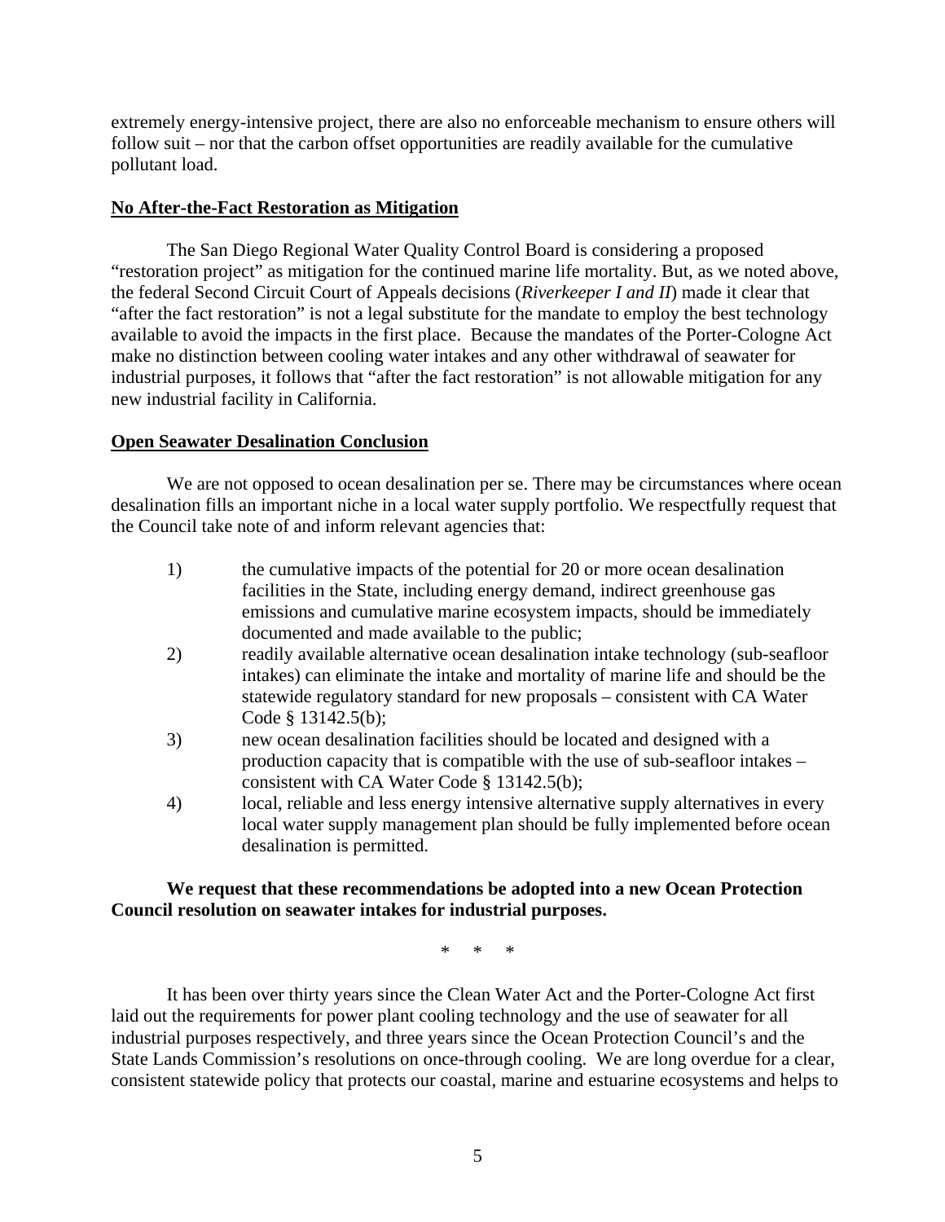extremely energy-intensive project, there are also no enforceable mechanism to ensure others will follow suit – nor that the carbon offset opportunities are readily available for the cumulative pollutant load.

**No After-the-Fact Restoration as Mitigation**

The San Diego Regional Water Quality Control Board is considering a proposed "restoration project" as mitigation for the continued marine life mortality. But, as we noted above, the federal Second Circuit Court of Appeals decisions (*Riverkeeper I and II*) made it clear that "after the fact restoration" is not a legal substitute for the mandate to employ the best technology available to avoid the impacts in the first place. Because the mandates of the Porter-Cologne Act make no distinction between cooling water intakes and any other withdrawal of seawater for industrial purposes, it follows that "after the fact restoration" is not allowable mitigation for any new industrial facility in California.

**Open Seawater Desalination Conclusion**

We are not opposed to ocean desalination per se. There may be circumstances where ocean desalination fills an important niche in a local water supply portfolio. We respectfully request that the Council take note of and inform relevant agencies that:

1) the cumulative impacts of the potential for 20 or more ocean desalination facilities in the State, including energy demand, indirect greenhouse gas emissions and cumulative marine ecosystem impacts, should be immediately documented and made available to the public;
2) readily available alternative ocean desalination intake technology (sub-seafloor intakes) can eliminate the intake and mortality of marine life and should be the statewide regulatory standard for new proposals – consistent with CA Water Code § 13142.5(b);
3) new ocean desalination facilities should be located and designed with a production capacity that is compatible with the use of sub-seafloor intakes – consistent with CA Water Code § 13142.5(b);
4) local, reliable and less energy intensive alternative supply alternatives in every local water supply management plan should be fully implemented before ocean desalination is permitted.

**We request that these recommendations be adopted into a new Ocean Protection Council resolution on seawater intakes for industrial purposes.**

\* \* \*

It has been over thirty years since the Clean Water Act and the Porter-Cologne Act first laid out the requirements for power plant cooling technology and the use of seawater for all industrial purposes respectively, and three years since the Ocean Protection Council's and the State Lands Commission's resolutions on once-through cooling. We are long overdue for a clear, consistent statewide policy that protects our coastal, marine and estuarine ecosystems and helps to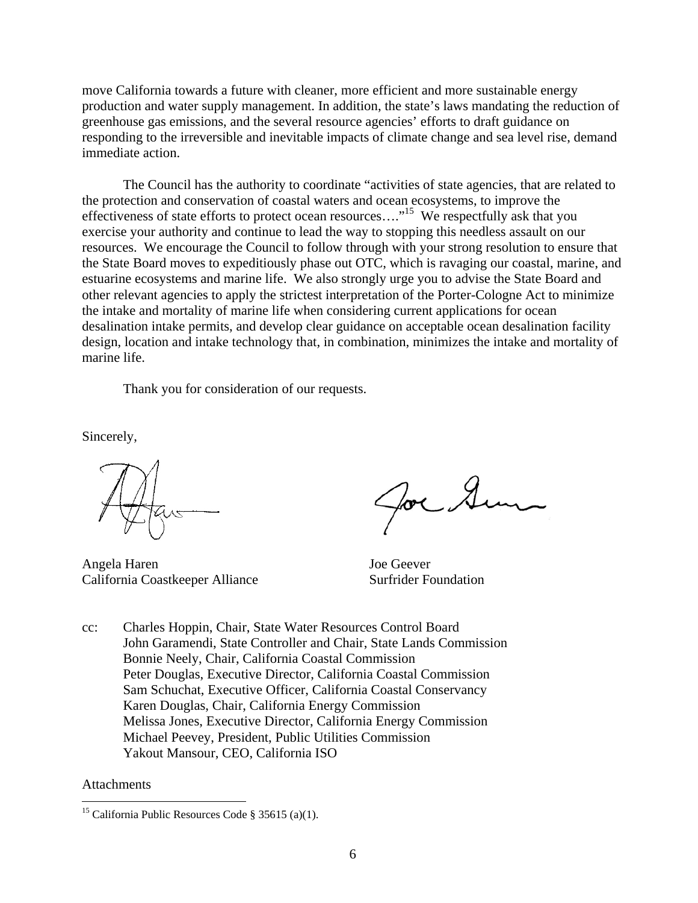move California towards a future with cleaner, more efficient and more sustainable energy production and water supply management. In addition, the state's laws mandating the reduction of greenhouse gas emissions, and the several resource agencies' efforts to draft guidance on responding to the irreversible and inevitable impacts of climate change and sea level rise, demand immediate action.

The Council has the authority to coordinate "activities of state agencies, that are related to the protection and conservation of coastal waters and ocean ecosystems, to improve the effectiveness of state efforts to protect ocean resources…."[15] We respectfully ask that you exercise your authority and continue to lead the way to stopping this needless assault on our resources. We encourage the Council to follow through with your strong resolution to ensure that the State Board moves to expeditiously phase out OTC, which is ravaging our coastal, marine, and estuarine ecosystems and marine life. We also strongly urge you to advise the State Board and other relevant agencies to apply the strictest interpretation of the Porter-Cologne Act to minimize the intake and mortality of marine life when considering current applications for ocean desalination intake permits, and develop clear guidance on acceptable ocean desalination facility design, location and intake technology that, in combination, minimizes the intake and mortality of marine life.

Thank you for consideration of our requests.

Sincerely,

Angela Haren
California Coastkeeper Alliance

Joe Geever
Surfrider Foundation

cc: Charles Hoppin, Chair, State Water Resources Control Board
John Garamendi, State Controller and Chair, State Lands Commission
Bonnie Neely, Chair, California Coastal Commission
Peter Douglas, Executive Director, California Coastal Commission
Sam Schuchat, Executive Officer, California Coastal Conservancy
Karen Douglas, Chair, California Energy Commission
Melissa Jones, Executive Director, California Energy Commission
Michael Peevey, President, Public Utilities Commission
Yakout Mansour, CEO, California ISO

Attachments

[15] California Public Resources Code § 35615 (a)(1).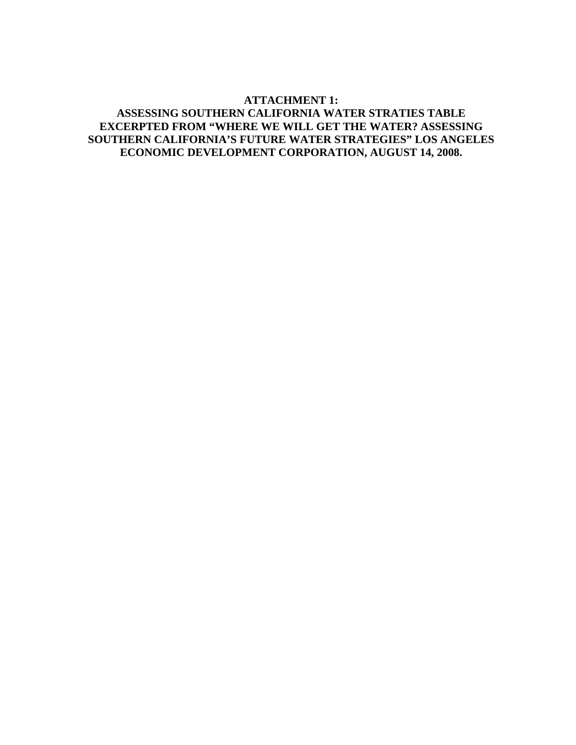**ATTACHMENT 1:**
**ASSESSING SOUTHERN CALIFORNIA WATER STRATIES TABLE EXCERPTED FROM "WHERE WE WILL GET THE WATER? ASSESSING SOUTHERN CALIFORNIA'S FUTURE WATER STRATEGIES" LOS ANGELES ECONOMIC DEVELOPMENT CORPORATION, AUGUST 14, 2008.**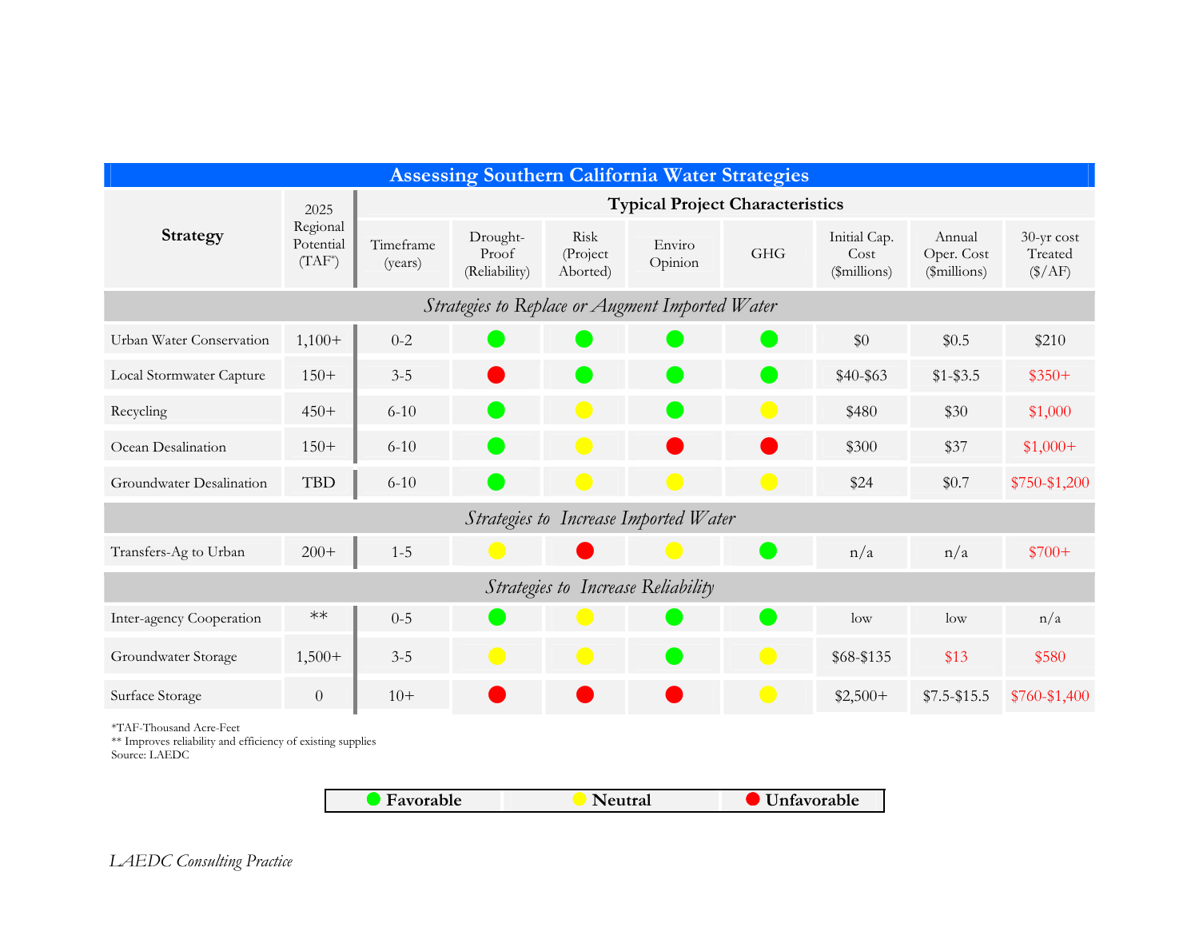## Assessing Southern California Water Strategies

| Strategy | 2025 Regional Potential (TAF*) | Typical Project Characteristics | | | | | | | |
|---|---|---|---|---|---|---|---|---|---|
| | | Timeframe (years) | Drought-Proof (Reliability) | Risk (Project Aborted) | Enviro Opinion | GHG | Initial Cap. Cost ($millions) | Annual Oper. Cost ($millions) | 30-yr cost Treated ($/AF) |
| ***Strategies to Replace or Augment Imported Water*** | | | | | | | | | |
| Urban Water Conservation | 1,100+ | 0-2 | Favorable | Favorable | Favorable | Favorable | $0 | $0.5 | $210 |
| Local Stormwater Capture | 150+ | 3-5 | Unfavorable | Favorable | Favorable | Favorable | $40-$63 | $1-$3.5 | $350+ |
| Recycling | 450+ | 6-10 | Favorable | Neutral | Favorable | Neutral | $480 | $30 | $1,000 |
| Ocean Desalination | 150+ | 6-10 | Favorable | Neutral | Unfavorable | Unfavorable | $300 | $37 | $1,000+ |
| Groundwater Desalination | TBD | 6-10 | Favorable | Neutral | Neutral | Neutral | $24 | $0.7 | $750-$1,200 |
| ***Strategies to Increase Imported Water*** | | | | | | | | | |
| Transfers-Ag to Urban | 200+ | 1-5 | Neutral | Unfavorable | Neutral | Favorable | n/a | n/a | $700+ |
| ***Strategies to Increase Reliability*** | | | | | | | | | |
| Inter-agency Cooperation | ** | 0-5 | Favorable | Neutral | Favorable | Favorable | low | low | n/a |
| Groundwater Storage | 1,500+ | 3-5 | Neutral | Neutral | Favorable | Neutral | $68-$135 | $13 | $580 |
| Surface Storage | 0 | 10+ | Unfavorable | Unfavorable | Unfavorable | Neutral | $2,500+ | $7.5-$15.5 | $760-$1,400 |

*TAF-Thousand Acre-Feet
** Improves reliability and efficiency of existing supplies
Source: LAEDC

**Legend:** Favorable (green) | Neutral (yellow) | Unfavorable (red)

*LAEDC Consulting Practice*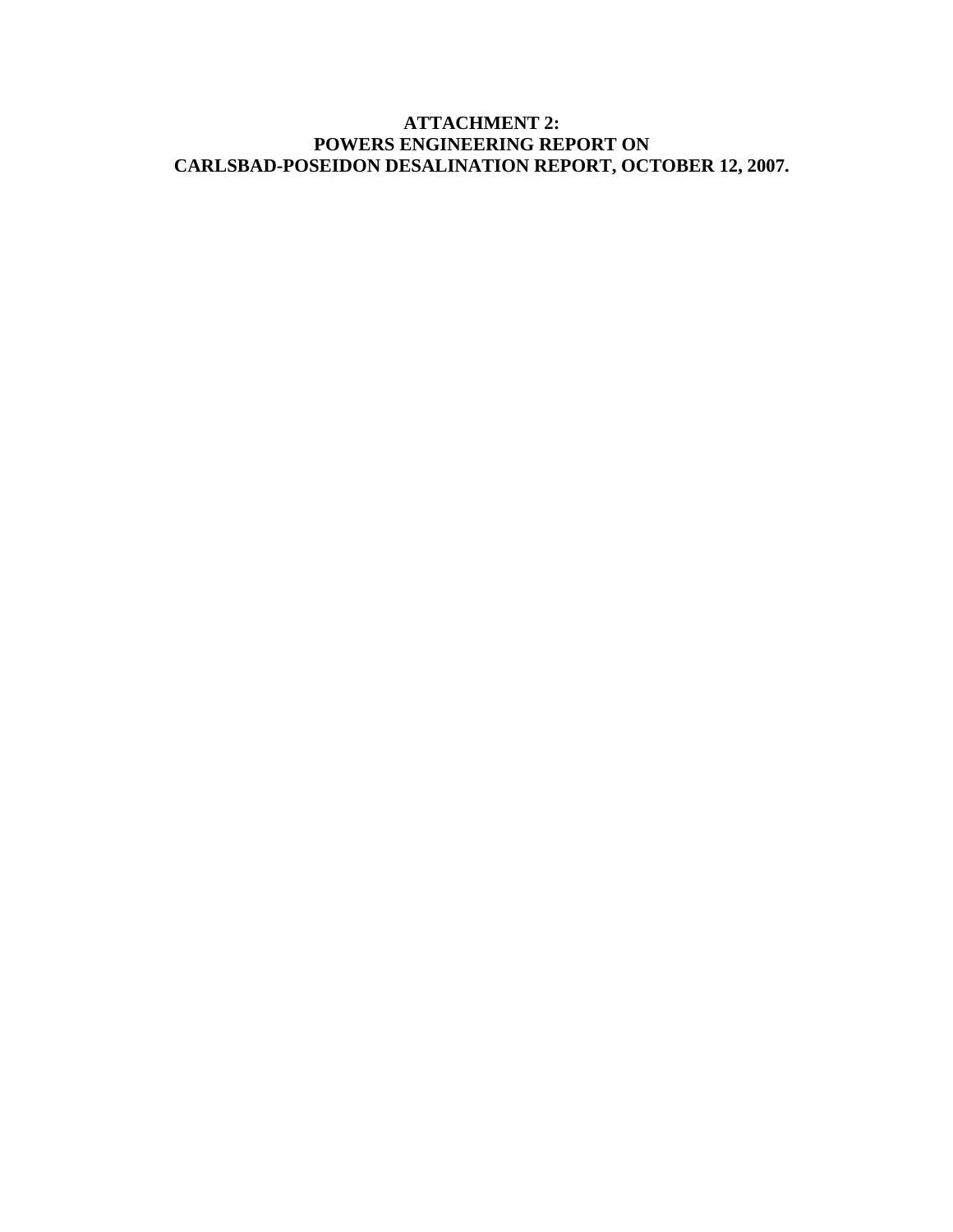# ATTACHMENT 2:
# POWERS ENGINEERING REPORT ON
# CARLSBAD-POSEIDON DESALINATION REPORT, OCTOBER 12, 2007.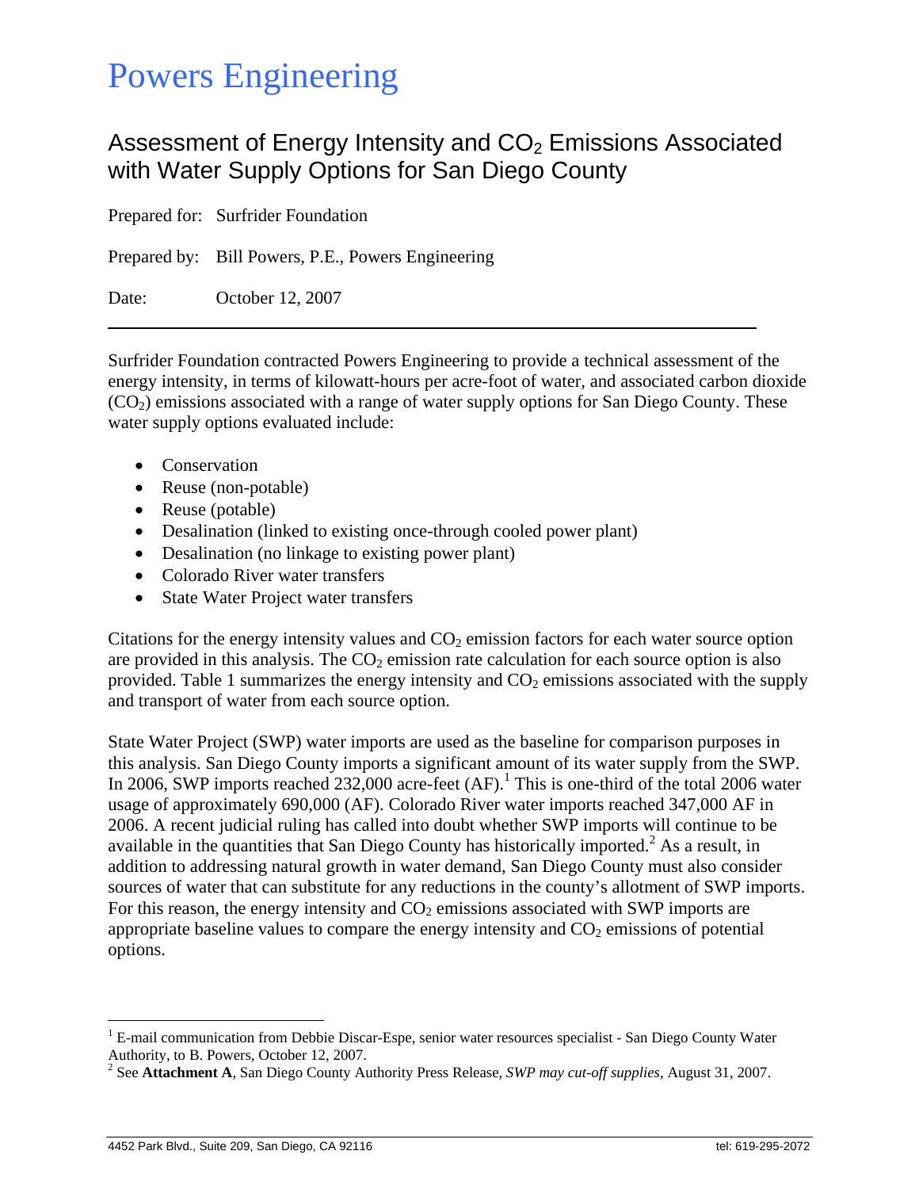# Powers Engineering

## Assessment of Energy Intensity and $CO_2$ Emissions Associated with Water Supply Options for San Diego County

Prepared for: Surfrider Foundation

Prepared by: Bill Powers, P.E., Powers Engineering

Date: October 12, 2007

---

Surfrider Foundation contracted Powers Engineering to provide a technical assessment of the energy intensity, in terms of kilowatt-hours per acre-foot of water, and associated carbon dioxide ($CO_2$) emissions associated with a range of water supply options for San Diego County. These water supply options evaluated include:

- Conservation
- Reuse (non-potable)
- Reuse (potable)
- Desalination (linked to existing once-through cooled power plant)
- Desalination (no linkage to existing power plant)
- Colorado River water transfers
- State Water Project water transfers

Citations for the energy intensity values and $CO_2$ emission factors for each water source option are provided in this analysis. The $CO_2$ emission rate calculation for each source option is also provided. Table 1 summarizes the energy intensity and $CO_2$ emissions associated with the supply and transport of water from each source option.

State Water Project (SWP) water imports are used as the baseline for comparison purposes in this analysis. San Diego County imports a significant amount of its water supply from the SWP. In 2006, SWP imports reached 232,000 acre-feet (AF).[1] This is one-third of the total 2006 water usage of approximately 690,000 (AF). Colorado River water imports reached 347,000 AF in 2006. A recent judicial ruling has called into doubt whether SWP imports will continue to be available in the quantities that San Diego County has historically imported.[2] As a result, in addition to addressing natural growth in water demand, San Diego County must also consider sources of water that can substitute for any reductions in the county's allotment of SWP imports. For this reason, the energy intensity and $CO_2$ emissions associated with SWP imports are appropriate baseline values to compare the energy intensity and $CO_2$ emissions of potential options.

---

[1] E-mail communication from Debbie Discar-Espe, senior water resources specialist - San Diego County Water Authority, to B. Powers, October 12, 2007.

[2] See **Attachment A**, San Diego County Authority Press Release, *SWP may cut-off supplies*, August 31, 2007.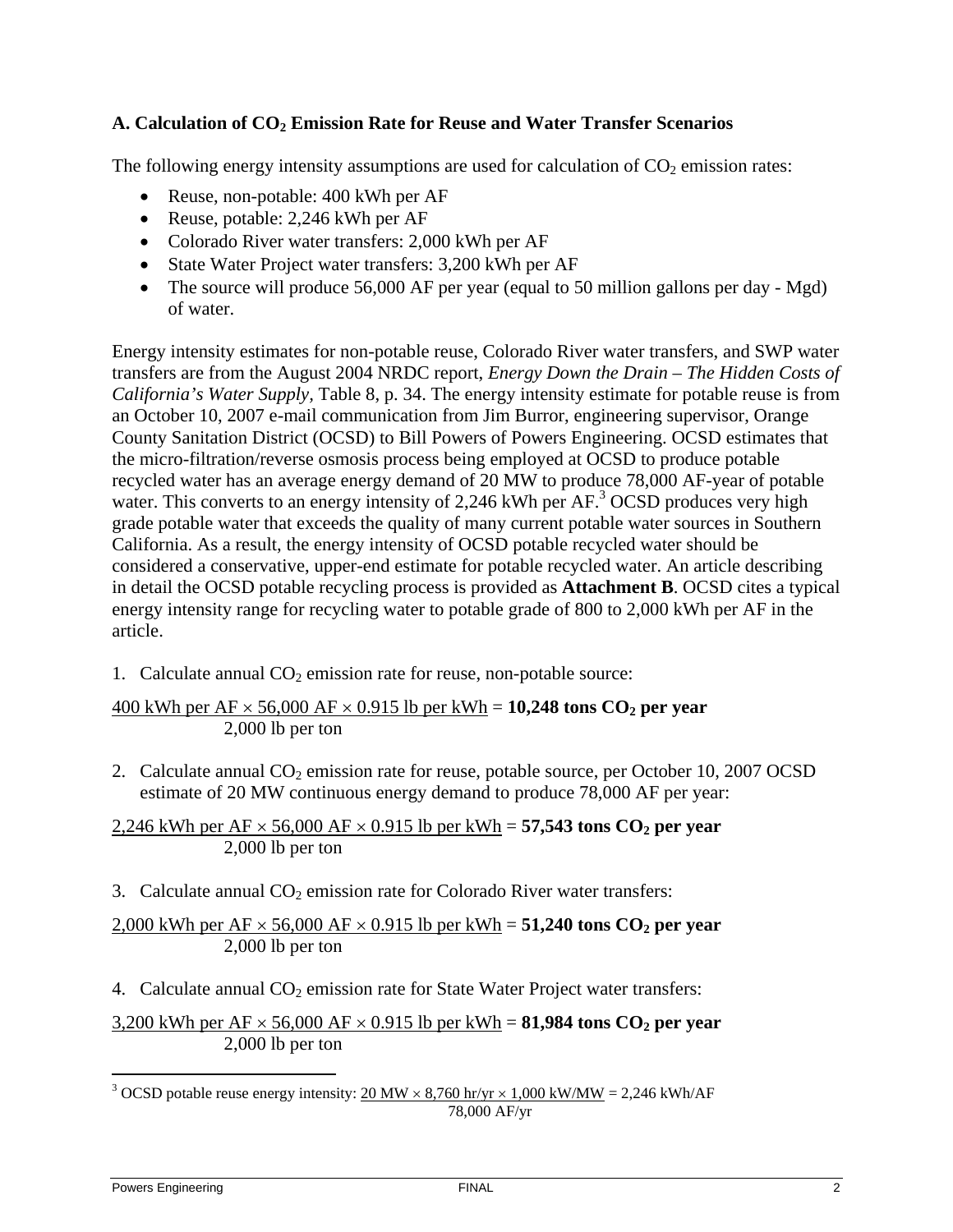### A. Calculation of $CO_2$ Emission Rate for Reuse and Water Transfer Scenarios

The following energy intensity assumptions are used for calculation of $CO_2$ emission rates:

- Reuse, non-potable: 400 kWh per AF
- Reuse, potable: 2,246 kWh per AF
- Colorado River water transfers: 2,000 kWh per AF
- State Water Project water transfers: 3,200 kWh per AF
- The source will produce 56,000 AF per year (equal to 50 million gallons per day - Mgd) of water.

Energy intensity estimates for non-potable reuse, Colorado River water transfers, and SWP water transfers are from the August 2004 NRDC report, *Energy Down the Drain – The Hidden Costs of California's Water Supply*, Table 8, p. 34. The energy intensity estimate for potable reuse is from an October 10, 2007 e-mail communication from Jim Burror, engineering supervisor, Orange County Sanitation District (OCSD) to Bill Powers of Powers Engineering. OCSD estimates that the micro-filtration/reverse osmosis process being employed at OCSD to produce potable recycled water has an average energy demand of 20 MW to produce 78,000 AF-year of potable water. This converts to an energy intensity of 2,246 kWh per AF.[3] OCSD produces very high grade potable water that exceeds the quality of many current potable water sources in Southern California. As a result, the energy intensity of OCSD potable recycled water should be considered a conservative, upper-end estimate for potable recycled water. An article describing in detail the OCSD potable recycling process is provided as **Attachment B**. OCSD cites a typical energy intensity range for recycling water to potable grade of 800 to 2,000 kWh per AF in the article.

1. Calculate annual $CO_2$ emission rate for reuse, non-potable source:

$$\frac{400 \text{ kWh per AF} \times 56{,}000 \text{ AF} \times 0.915 \text{ lb per kWh}}{2{,}000 \text{ lb per ton}} = \mathbf{10{,}248 \text{ tons } CO_2 \text{ per year}}$$

2. Calculate annual $CO_2$ emission rate for reuse, potable source, per October 10, 2007 OCSD estimate of 20 MW continuous energy demand to produce 78,000 AF per year:

$$\frac{2{,}246 \text{ kWh per AF} \times 56{,}000 \text{ AF} \times 0.915 \text{ lb per kWh}}{2{,}000 \text{ lb per ton}} = \mathbf{57{,}543 \text{ tons } CO_2 \text{ per year}}$$

3. Calculate annual $CO_2$ emission rate for Colorado River water transfers:

$$\frac{2{,}000 \text{ kWh per AF} \times 56{,}000 \text{ AF} \times 0.915 \text{ lb per kWh}}{2{,}000 \text{ lb per ton}} = \mathbf{51{,}240 \text{ tons } CO_2 \text{ per year}}$$

4. Calculate annual $CO_2$ emission rate for State Water Project water transfers:

$$\frac{3{,}200 \text{ kWh per AF} \times 56{,}000 \text{ AF} \times 0.915 \text{ lb per kWh}}{2{,}000 \text{ lb per ton}} = \mathbf{81{,}984 \text{ tons } CO_2 \text{ per year}}$$

---

[3] OCSD potable reuse energy intensity: $\frac{20 \text{ MW} \times 8{,}760 \text{ hr/yr} \times 1{,}000 \text{ kW/MW}}{78{,}000 \text{ AF/yr}} = 2{,}246 \text{ kWh/AF}$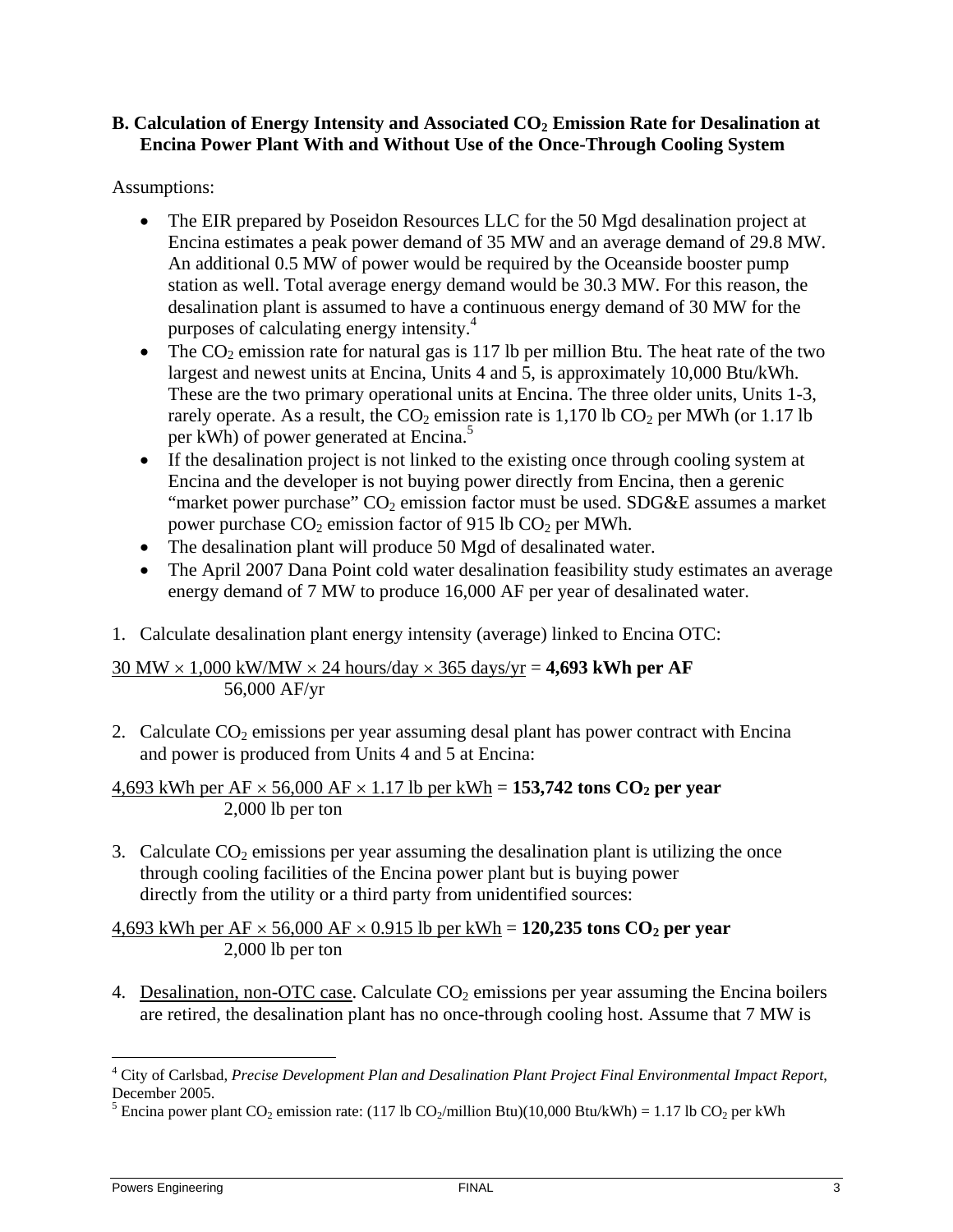### B. Calculation of Energy Intensity and Associated $CO_2$ Emission Rate for Desalination at Encina Power Plant With and Without Use of the Once-Through Cooling System

Assumptions:

- The EIR prepared by Poseidon Resources LLC for the 50 Mgd desalination project at Encina estimates a peak power demand of 35 MW and an average demand of 29.8 MW. An additional 0.5 MW of power would be required by the Oceanside booster pump station as well. Total average energy demand would be 30.3 MW. For this reason, the desalination plant is assumed to have a continuous energy demand of 30 MW for the purposes of calculating energy intensity.[4]
- The $CO_2$ emission rate for natural gas is 117 lb per million Btu. The heat rate of the two largest and newest units at Encina, Units 4 and 5, is approximately 10,000 Btu/kWh. These are the two primary operational units at Encina. The three older units, Units 1-3, rarely operate. As a result, the $CO_2$ emission rate is 1,170 lb $CO_2$ per MWh (or 1.17 lb per kWh) of power generated at Encina.[5]
- If the desalination project is not linked to the existing once through cooling system at Encina and the developer is not buying power directly from Encina, then a gerenic "market power purchase" $CO_2$ emission factor must be used. SDG&E assumes a market power purchase $CO_2$ emission factor of 915 lb $CO_2$ per MWh.
- The desalination plant will produce 50 Mgd of desalinated water.
- The April 2007 Dana Point cold water desalination feasibility study estimates an average energy demand of 7 MW to produce 16,000 AF per year of desalinated water.

1. Calculate desalination plant energy intensity (average) linked to Encina OTC:

$$\frac{30\text{ MW} \times 1{,}000\text{ kW/MW} \times 24\text{ hours/day} \times 365\text{ days/yr}}{56{,}000\text{ AF/yr}} = \mathbf{4{,}693\text{ kWh per AF}}$$

2. Calculate $CO_2$ emissions per year assuming desal plant has power contract with Encina and power is produced from Units 4 and 5 at Encina:

$$\frac{4{,}693\text{ kWh per AF} \times 56{,}000\text{ AF} \times 1.17\text{ lb per kWh}}{2{,}000\text{ lb per ton}} = \mathbf{153{,}742\text{ tons } CO_2\text{ per year}}$$

3. Calculate $CO_2$ emissions per year assuming the desalination plant is utilizing the once through cooling facilities of the Encina power plant but is buying power directly from the utility or a third party from unidentified sources:

$$\frac{4{,}693\text{ kWh per AF} \times 56{,}000\text{ AF} \times 0.915\text{ lb per kWh}}{2{,}000\text{ lb per ton}} = \mathbf{120{,}235\text{ tons } CO_2\text{ per year}}$$

4. Desalination, non-OTC case. Calculate $CO_2$ emissions per year assuming the Encina boilers are retired, the desalination plant has no once-through cooling host. Assume that 7 MW is

---

[4] City of Carlsbad, *Precise Development Plan and Desalination Plant Project Final Environmental Impact Report*, December 2005.

[5] Encina power plant $CO_2$ emission rate: (117 lb $CO_2$/million Btu)(10,000 Btu/kWh) = 1.17 lb $CO_2$ per kWh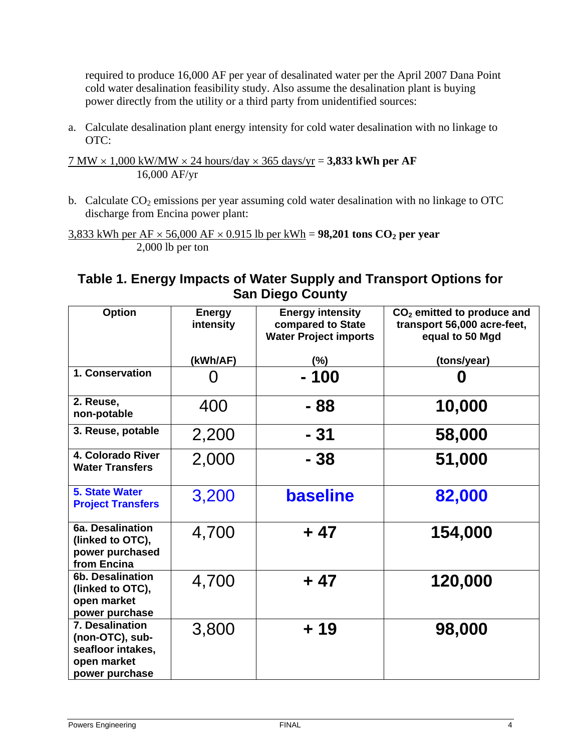required to produce 16,000 AF per year of desalinated water per the April 2007 Dana Point cold water desalination feasibility study. Also assume the desalination plant is buying power directly from the utility or a third party from unidentified sources:

a. Calculate desalination plant energy intensity for cold water desalination with no linkage to OTC:

$$\frac{7 \text{ MW} \times 1{,}000 \text{ kW/MW} \times 24 \text{ hours/day} \times 365 \text{ days/yr}}{16{,}000 \text{ AF/yr}} = \mathbf{3{,}833 \text{ kWh per AF}}$$

b. Calculate $CO_2$ emissions per year assuming cold water desalination with no linkage to OTC discharge from Encina power plant:

$$\frac{3{,}833 \text{ kWh per AF} \times 56{,}000 \text{ AF} \times 0.915 \text{ lb per kWh}}{2{,}000 \text{ lb per ton}} = \mathbf{98{,}201 \text{ tons } CO_2 \text{ per year}}$$

## Table 1. Energy Impacts of Water Supply and Transport Options for San Diego County

| Option | Energy intensity (kWh/AF) | Energy intensity compared to State Water Project imports (%) | $CO_2$ emitted to produce and transport 56,000 acre-feet, equal to 50 Mgd (tons/year) |
|---|---|---|---|
| **1. Conservation** | 0 | **- 100** | **0** |
| **2. Reuse, non-potable** | 400 | **- 88** | **10,000** |
| **3. Reuse, potable** | 2,200 | **- 31** | **58,000** |
| **4. Colorado River Water Transfers** | 2,000 | **- 38** | **51,000** |
| **5. State Water Project Transfers** | 3,200 | **baseline** | **82,000** |
| **6a. Desalination (linked to OTC), power purchased from Encina** | 4,700 | **+ 47** | **154,000** |
| **6b. Desalination (linked to OTC), open market power purchase** | 4,700 | **+ 47** | **120,000** |
| **7. Desalination (non-OTC), sub-seafloor intakes, open market power purchase** | 3,800 | **+ 19** | **98,000** |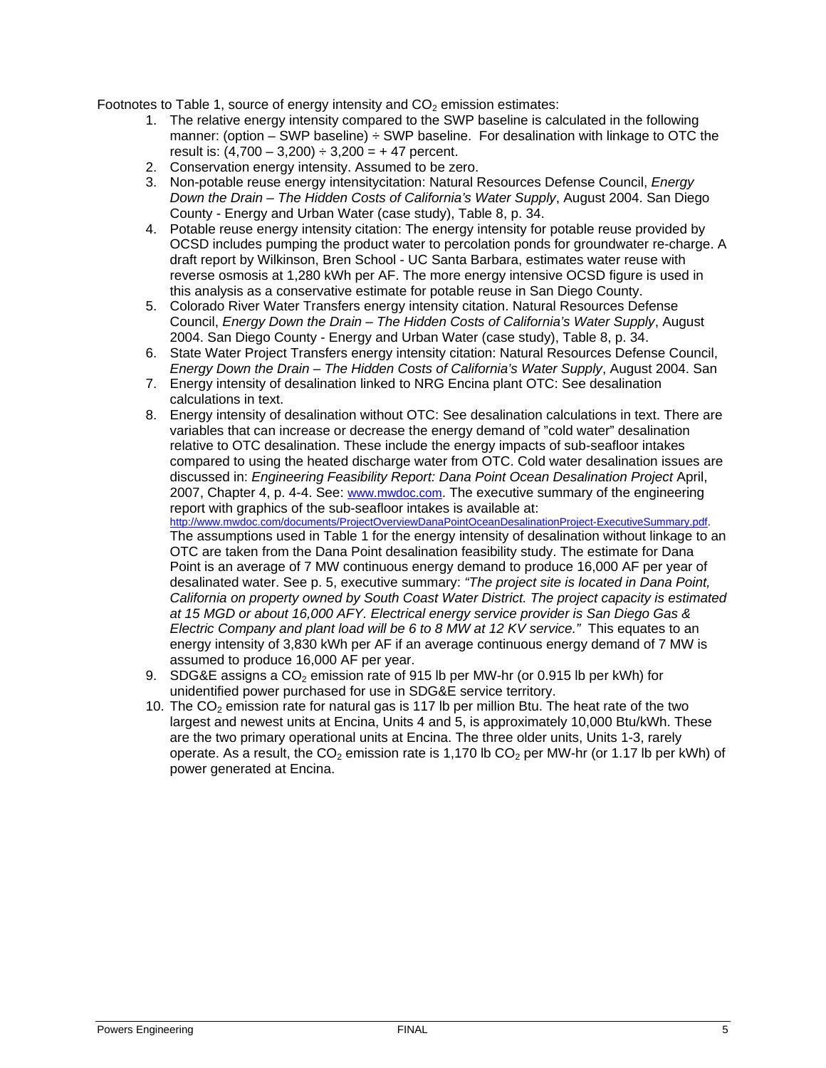Footnotes to Table 1, source of energy intensity and $CO_2$ emission estimates:

1. The relative energy intensity compared to the SWP baseline is calculated in the following manner: (option – SWP baseline) ÷ SWP baseline. For desalination with linkage to OTC the result is: (4,700 – 3,200) ÷ 3,200 = + 47 percent.
2. Conservation energy intensity. Assumed to be zero.
3. Non-potable reuse energy intensitycitation: Natural Resources Defense Council, *Energy Down the Drain – The Hidden Costs of California's Water Supply*, August 2004. San Diego County - Energy and Urban Water (case study), Table 8, p. 34.
4. Potable reuse energy intensity citation: The energy intensity for potable reuse provided by OCSD includes pumping the product water to percolation ponds for groundwater re-charge. A draft report by Wilkinson, Bren School - UC Santa Barbara, estimates water reuse with reverse osmosis at 1,280 kWh per AF. The more energy intensive OCSD figure is used in this analysis as a conservative estimate for potable reuse in San Diego County.
5. Colorado River Water Transfers energy intensity citation. Natural Resources Defense Council, *Energy Down the Drain – The Hidden Costs of California's Water Supply*, August 2004. San Diego County - Energy and Urban Water (case study), Table 8, p. 34.
6. State Water Project Transfers energy intensity citation: Natural Resources Defense Council, *Energy Down the Drain – The Hidden Costs of California's Water Supply*, August 2004. San
7. Energy intensity of desalination linked to NRG Encina plant OTC: See desalination calculations in text.
8. Energy intensity of desalination without OTC: See desalination calculations in text. There are variables that can increase or decrease the energy demand of "cold water" desalination relative to OTC desalination. These include the energy impacts of sub-seafloor intakes compared to using the heated discharge water from OTC. Cold water desalination issues are discussed in: *Engineering Feasibility Report: Dana Point Ocean Desalination Project* April, 2007, Chapter 4, p. 4-4. See: www.mwdoc.com. The executive summary of the engineering report with graphics of the sub-seafloor intakes is available at: http://www.mwdoc.com/documents/ProjectOverviewDanaPointOceanDesalinationProject-ExecutiveSummary.pdf. The assumptions used in Table 1 for the energy intensity of desalination without linkage to an OTC are taken from the Dana Point desalination feasibility study. The estimate for Dana Point is an average of 7 MW continuous energy demand to produce 16,000 AF per year of desalinated water. See p. 5, executive summary: *"The project site is located in Dana Point, California on property owned by South Coast Water District. The project capacity is estimated at 15 MGD or about 16,000 AFY. Electrical energy service provider is San Diego Gas & Electric Company and plant load will be 6 to 8 MW at 12 KV service."* This equates to an energy intensity of 3,830 kWh per AF if an average continuous energy demand of 7 MW is assumed to produce 16,000 AF per year.
9. SDG&E assigns a $CO_2$ emission rate of 915 lb per MW-hr (or 0.915 lb per kWh) for unidentified power purchased for use in SDG&E service territory.
10. The $CO_2$ emission rate for natural gas is 117 lb per million Btu. The heat rate of the two largest and newest units at Encina, Units 4 and 5, is approximately 10,000 Btu/kWh. These are the two primary operational units at Encina. The three older units, Units 1-3, rarely operate. As a result, the $CO_2$ emission rate is 1,170 lb $CO_2$ per MW-hr (or 1.17 lb per kWh) of power generated at Encina.